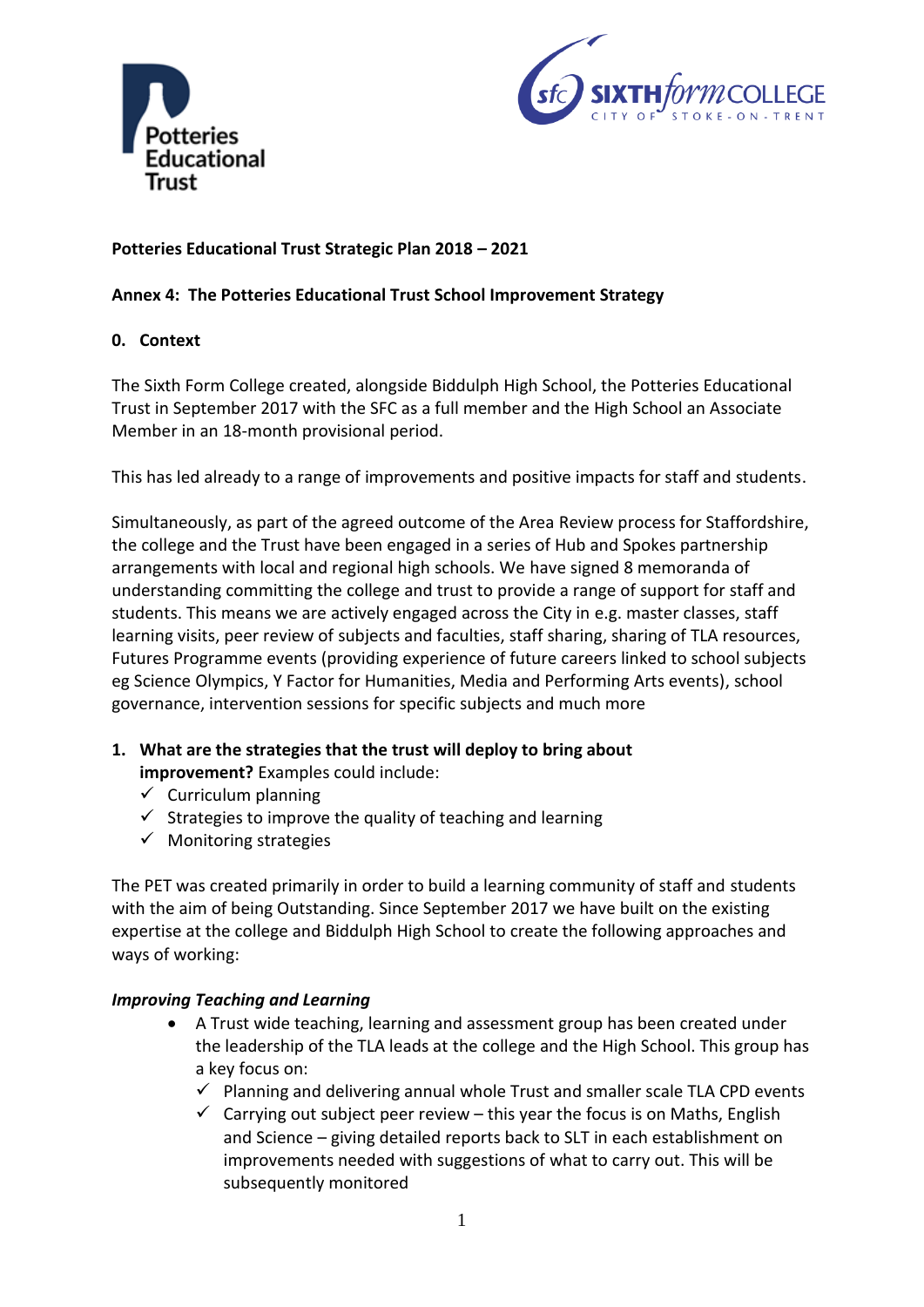**Potteries Educational Trust Strategic Plan 2018 – 2021**

**Annex 4: The Potteries Educational Trust School Improvement Strategy**

## 0. Context

The Sixth Form College created, alongside Biddulph High School, the Potteries Educational Trust in September 2017 with the SFC as a full member and the High School an Associate Member in an 18-month provisional period.

This has led already to a range of improvements and positive impacts for staff and students.

Simultaneously, as part of the agreed outcome of the Area Review process for Staffordshire, the college and the Trust have been engaged in a series of Hub and Spokes partnership arrangements with local and regional high schools. We have signed 8 memoranda of understanding committing the college and trust to provide a range of support for staff and students. This means we are actively engaged across the City in e.g. master classes, staff learning visits, peer review of subjects and faculties, staff sharing, sharing of TLA resources, Futures Programme events (providing experience of future careers linked to school subjects eg Science Olympics, Y Factor for Humanities, Media and Performing Arts events), school governance, intervention sessions for specific subjects and much more

## 1. What are the strategies that the trust will deploy to bring about improvement? 

Examples could include:

- ✓ Curriculum planning
- ✓ Strategies to improve the quality of teaching and learning
- ✓ Monitoring strategies

The PET was created primarily in order to build a learning community of staff and students with the aim of being Outstanding. Since September 2017 we have built on the existing expertise at the college and Biddulph High School to create the following approaches and ways of working:

***Improving Teaching and Learning***

- A Trust wide teaching, learning and assessment group has been created under the leadership of the TLA leads at the college and the High School. This group has a key focus on:
  - ✓ Planning and delivering annual whole Trust and smaller scale TLA CPD events
  - ✓ Carrying out subject peer review – this year the focus is on Maths, English and Science – giving detailed reports back to SLT in each establishment on improvements needed with suggestions of what to carry out. This will be subsequently monitored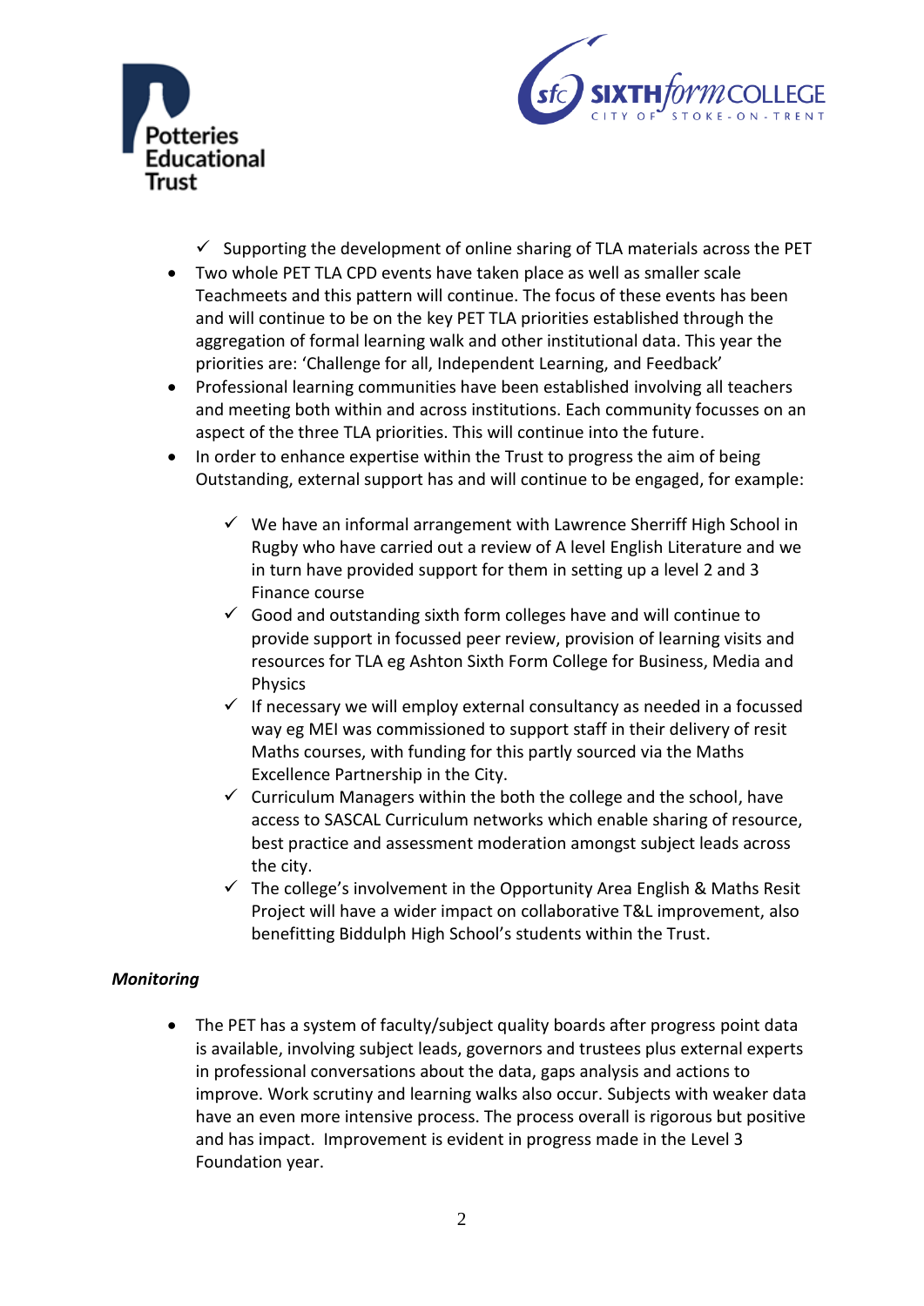- ✓ Supporting the development of online sharing of TLA materials across the PET
- Two whole PET TLA CPD events have taken place as well as smaller scale Teachmeets and this pattern will continue. The focus of these events has been and will continue to be on the key PET TLA priorities established through the aggregation of formal learning walk and other institutional data. This year the priorities are: 'Challenge for all, Independent Learning, and Feedback'
- Professional learning communities have been established involving all teachers and meeting both within and across institutions. Each community focusses on an aspect of the three TLA priorities. This will continue into the future.
- In order to enhance expertise within the Trust to progress the aim of being Outstanding, external support has and will continue to be engaged, for example:

    - ✓ We have an informal arrangement with Lawrence Sherriff High School in Rugby who have carried out a review of A level English Literature and we in turn have provided support for them in setting up a level 2 and 3 Finance course
    - ✓ Good and outstanding sixth form colleges have and will continue to provide support in focussed peer review, provision of learning visits and resources for TLA eg Ashton Sixth Form College for Business, Media and Physics
    - ✓ If necessary we will employ external consultancy as needed in a focussed way eg MEI was commissioned to support staff in their delivery of resit Maths courses, with funding for this partly sourced via the Maths Excellence Partnership in the City.
    - ✓ Curriculum Managers within the both the college and the school, have access to SASCAL Curriculum networks which enable sharing of resource, best practice and assessment moderation amongst subject leads across the city.
    - ✓ The college's involvement in the Opportunity Area English & Maths Resit Project will have a wider impact on collaborative T&L improvement, also benefitting Biddulph High School's students within the Trust.

***Monitoring***

- The PET has a system of faculty/subject quality boards after progress point data is available, involving subject leads, governors and trustees plus external experts in professional conversations about the data, gaps analysis and actions to improve. Work scrutiny and learning walks also occur. Subjects with weaker data have an even more intensive process. The process overall is rigorous but positive and has impact. Improvement is evident in progress made in the Level 3 Foundation year.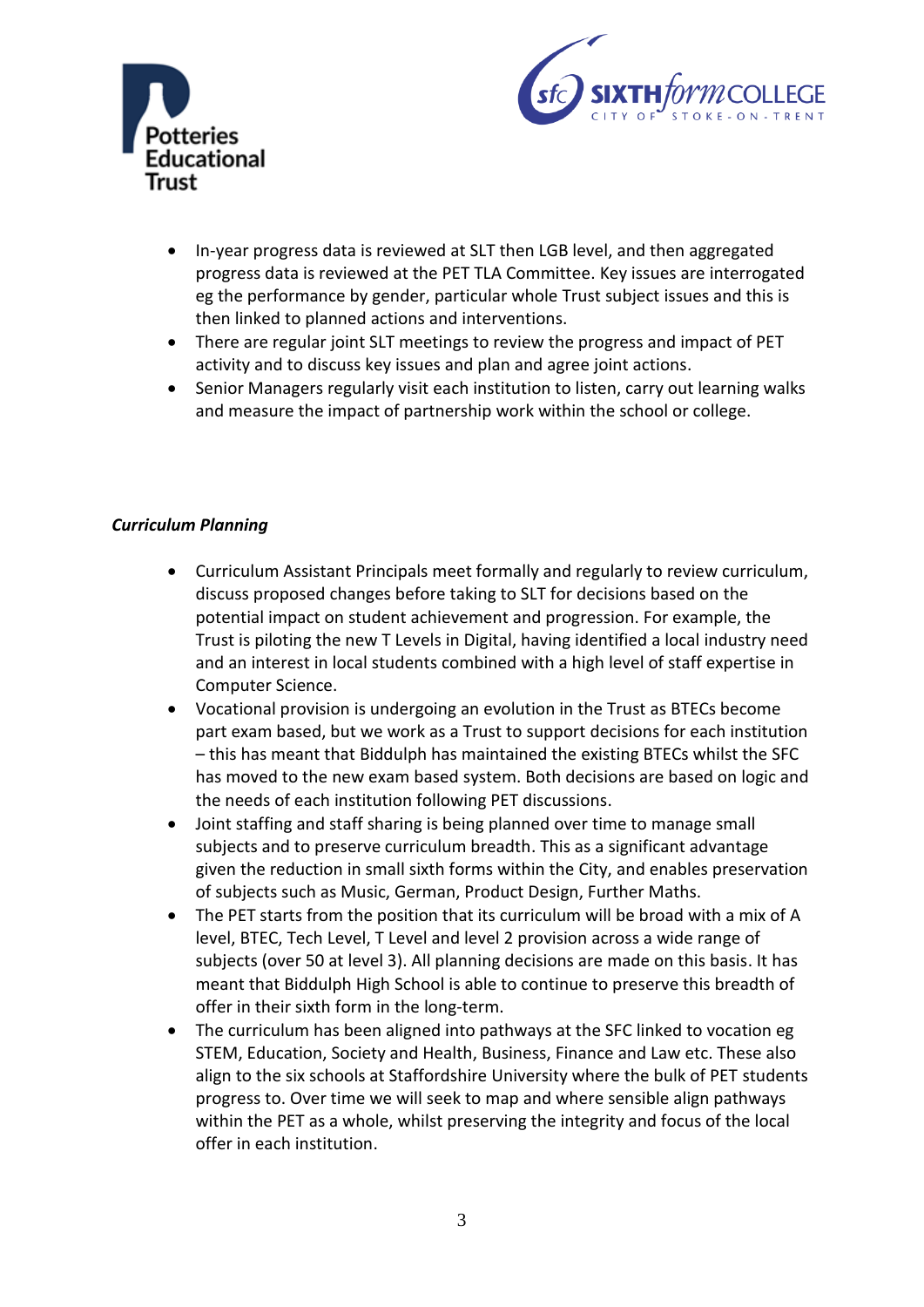- In-year progress data is reviewed at SLT then LGB level, and then aggregated progress data is reviewed at the PET TLA Committee. Key issues are interrogated eg the performance by gender, particular whole Trust subject issues and this is then linked to planned actions and interventions.
- There are regular joint SLT meetings to review the progress and impact of PET activity and to discuss key issues and plan and agree joint actions.
- Senior Managers regularly visit each institution to listen, carry out learning walks and measure the impact of partnership work within the school or college.

***Curriculum Planning***

- Curriculum Assistant Principals meet formally and regularly to review curriculum, discuss proposed changes before taking to SLT for decisions based on the potential impact on student achievement and progression. For example, the Trust is piloting the new T Levels in Digital, having identified a local industry need and an interest in local students combined with a high level of staff expertise in Computer Science.
- Vocational provision is undergoing an evolution in the Trust as BTECs become part exam based, but we work as a Trust to support decisions for each institution – this has meant that Biddulph has maintained the existing BTECs whilst the SFC has moved to the new exam based system. Both decisions are based on logic and the needs of each institution following PET discussions.
- Joint staffing and staff sharing is being planned over time to manage small subjects and to preserve curriculum breadth. This as a significant advantage given the reduction in small sixth forms within the City, and enables preservation of subjects such as Music, German, Product Design, Further Maths.
- The PET starts from the position that its curriculum will be broad with a mix of A level, BTEC, Tech Level, T Level and level 2 provision across a wide range of subjects (over 50 at level 3). All planning decisions are made on this basis. It has meant that Biddulph High School is able to continue to preserve this breadth of offer in their sixth form in the long-term.
- The curriculum has been aligned into pathways at the SFC linked to vocation eg STEM, Education, Society and Health, Business, Finance and Law etc. These also align to the six schools at Staffordshire University where the bulk of PET students progress to. Over time we will seek to map and where sensible align pathways within the PET as a whole, whilst preserving the integrity and focus of the local offer in each institution.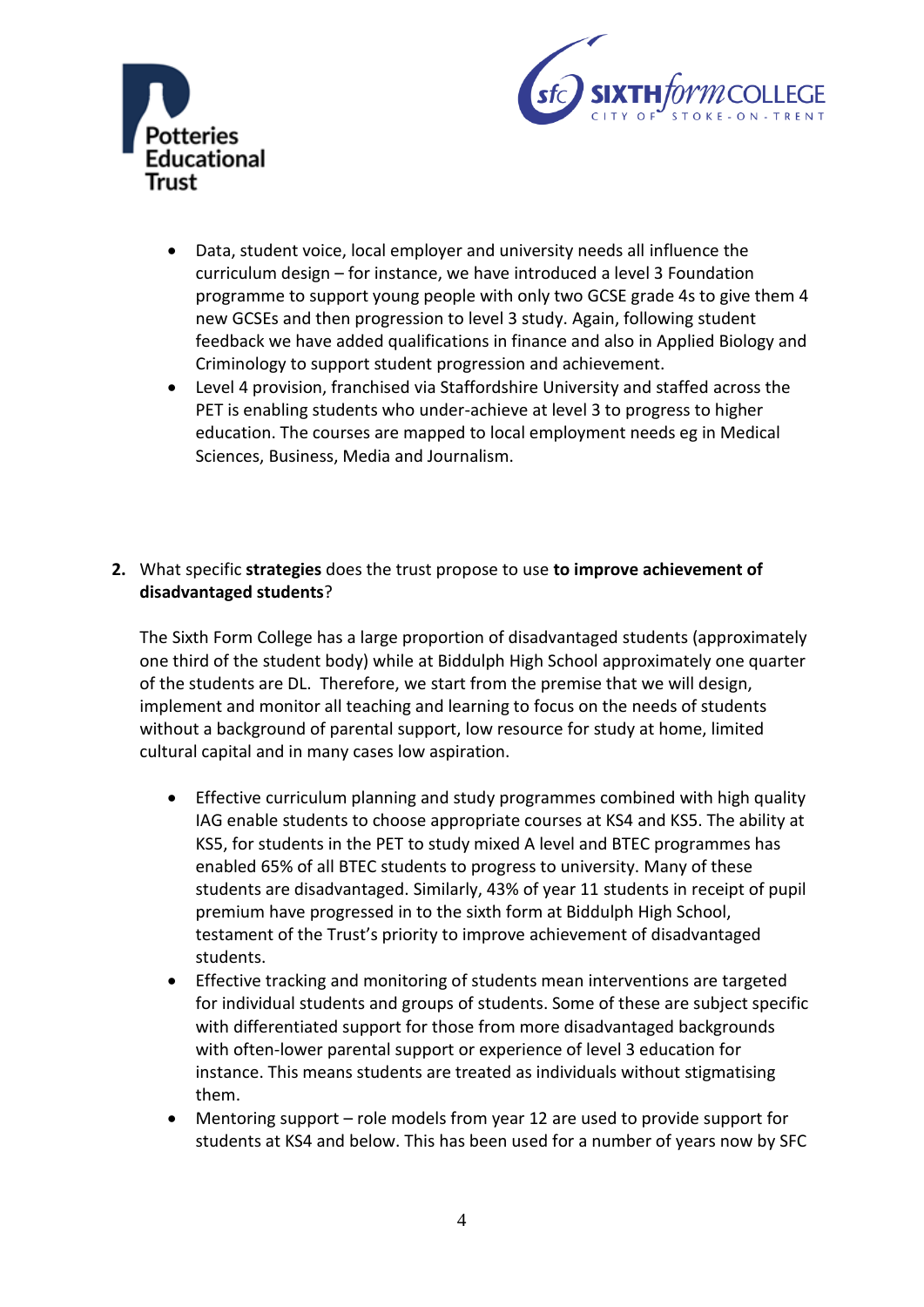- Data, student voice, local employer and university needs all influence the curriculum design – for instance, we have introduced a level 3 Foundation programme to support young people with only two GCSE grade 4s to give them 4 new GCSEs and then progression to level 3 study. Again, following student feedback we have added qualifications in finance and also in Applied Biology and Criminology to support student progression and achievement.
- Level 4 provision, franchised via Staffordshire University and staffed across the PET is enabling students who under-achieve at level 3 to progress to higher education. The courses are mapped to local employment needs eg in Medical Sciences, Business, Media and Journalism.

2. What specific **strategies** does the trust propose to use **to improve achievement of disadvantaged students**?

   The Sixth Form College has a large proportion of disadvantaged students (approximately one third of the student body) while at Biddulph High School approximately one quarter of the students are DL. Therefore, we start from the premise that we will design, implement and monitor all teaching and learning to focus on the needs of students without a background of parental support, low resource for study at home, limited cultural capital and in many cases low aspiration.

   - Effective curriculum planning and study programmes combined with high quality IAG enable students to choose appropriate courses at KS4 and KS5. The ability at KS5, for students in the PET to study mixed A level and BTEC programmes has enabled 65% of all BTEC students to progress to university. Many of these students are disadvantaged. Similarly, 43% of year 11 students in receipt of pupil premium have progressed in to the sixth form at Biddulph High School, testament of the Trust's priority to improve achievement of disadvantaged students.
   - Effective tracking and monitoring of students mean interventions are targeted for individual students and groups of students. Some of these are subject specific with differentiated support for those from more disadvantaged backgrounds with often-lower parental support or experience of level 3 education for instance. This means students are treated as individuals without stigmatising them.
   - Mentoring support – role models from year 12 are used to provide support for students at KS4 and below. This has been used for a number of years now by SFC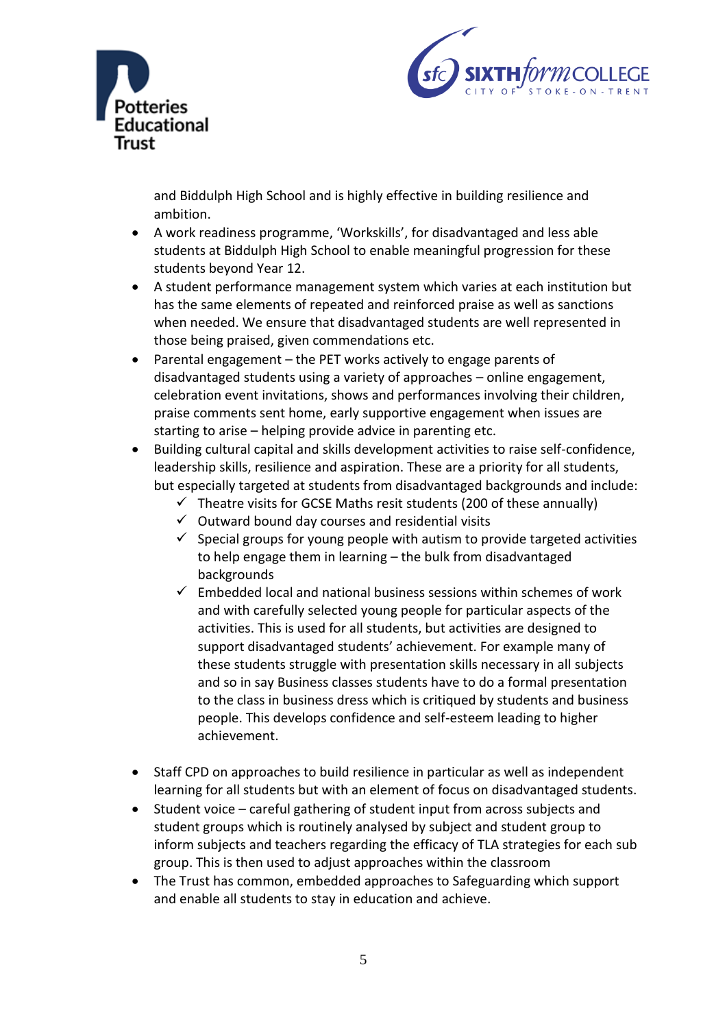and Biddulph High School and is highly effective in building resilience and ambition.

- A work readiness programme, 'Workskills', for disadvantaged and less able students at Biddulph High School to enable meaningful progression for these students beyond Year 12.
- A student performance management system which varies at each institution but has the same elements of repeated and reinforced praise as well as sanctions when needed. We ensure that disadvantaged students are well represented in those being praised, given commendations etc.
- Parental engagement – the PET works actively to engage parents of disadvantaged students using a variety of approaches – online engagement, celebration event invitations, shows and performances involving their children, praise comments sent home, early supportive engagement when issues are starting to arise – helping provide advice in parenting etc.
- Building cultural capital and skills development activities to raise self-confidence, leadership skills, resilience and aspiration. These are a priority for all students, but especially targeted at students from disadvantaged backgrounds and include:
  - ✓ Theatre visits for GCSE Maths resit students (200 of these annually)
  - ✓ Outward bound day courses and residential visits
  - ✓ Special groups for young people with autism to provide targeted activities to help engage them in learning – the bulk from disadvantaged backgrounds
  - ✓ Embedded local and national business sessions within schemes of work and with carefully selected young people for particular aspects of the activities. This is used for all students, but activities are designed to support disadvantaged students' achievement. For example many of these students struggle with presentation skills necessary in all subjects and so in say Business classes students have to do a formal presentation to the class in business dress which is critiqued by students and business people. This develops confidence and self-esteem leading to higher achievement.

- Staff CPD on approaches to build resilience in particular as well as independent learning for all students but with an element of focus on disadvantaged students.
- Student voice – careful gathering of student input from across subjects and student groups which is routinely analysed by subject and student group to inform subjects and teachers regarding the efficacy of TLA strategies for each sub group. This is then used to adjust approaches within the classroom
- The Trust has common, embedded approaches to Safeguarding which support and enable all students to stay in education and achieve.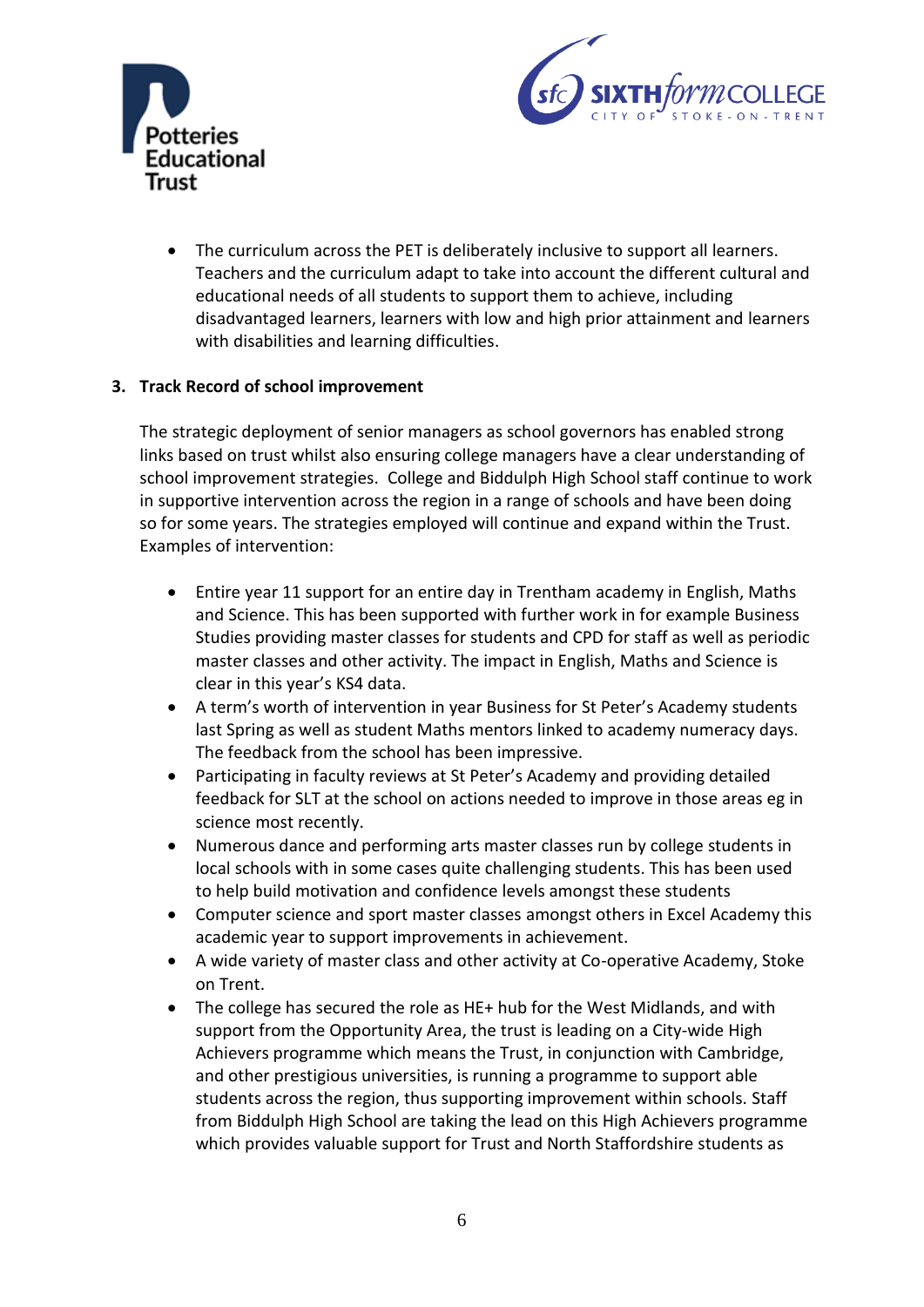- The curriculum across the PET is deliberately inclusive to support all learners. Teachers and the curriculum adapt to take into account the different cultural and educational needs of all students to support them to achieve, including disadvantaged learners, learners with low and high prior attainment and learners with disabilities and learning difficulties.

## 3. Track Record of school improvement

The strategic deployment of senior managers as school governors has enabled strong links based on trust whilst also ensuring college managers have a clear understanding of school improvement strategies. College and Biddulph High School staff continue to work in supportive intervention across the region in a range of schools and have been doing so for some years. The strategies employed will continue and expand within the Trust. Examples of intervention:

- Entire year 11 support for an entire day in Trentham academy in English, Maths and Science. This has been supported with further work in for example Business Studies providing master classes for students and CPD for staff as well as periodic master classes and other activity. The impact in English, Maths and Science is clear in this year's KS4 data.
- A term's worth of intervention in year Business for St Peter's Academy students last Spring as well as student Maths mentors linked to academy numeracy days. The feedback from the school has been impressive.
- Participating in faculty reviews at St Peter's Academy and providing detailed feedback for SLT at the school on actions needed to improve in those areas eg in science most recently.
- Numerous dance and performing arts master classes run by college students in local schools with in some cases quite challenging students. This has been used to help build motivation and confidence levels amongst these students
- Computer science and sport master classes amongst others in Excel Academy this academic year to support improvements in achievement.
- A wide variety of master class and other activity at Co-operative Academy, Stoke on Trent.
- The college has secured the role as HE+ hub for the West Midlands, and with support from the Opportunity Area, the trust is leading on a City-wide High Achievers programme which means the Trust, in conjunction with Cambridge, and other prestigious universities, is running a programme to support able students across the region, thus supporting improvement within schools. Staff from Biddulph High School are taking the lead on this High Achievers programme which provides valuable support for Trust and North Staffordshire students as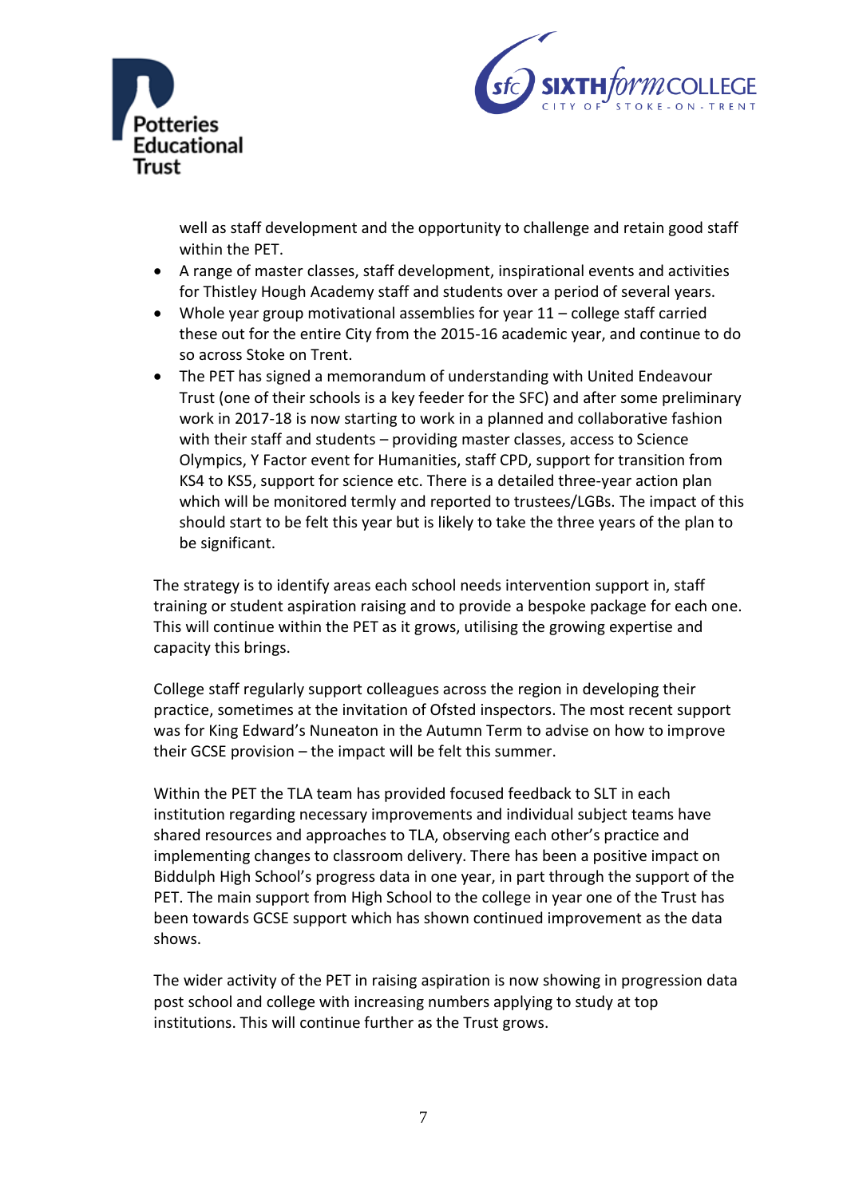well as staff development and the opportunity to challenge and retain good staff within the PET.

- A range of master classes, staff development, inspirational events and activities for Thistley Hough Academy staff and students over a period of several years.
- Whole year group motivational assemblies for year 11 – college staff carried these out for the entire City from the 2015-16 academic year, and continue to do so across Stoke on Trent.
- The PET has signed a memorandum of understanding with United Endeavour Trust (one of their schools is a key feeder for the SFC) and after some preliminary work in 2017-18 is now starting to work in a planned and collaborative fashion with their staff and students – providing master classes, access to Science Olympics, Y Factor event for Humanities, staff CPD, support for transition from KS4 to KS5, support for science etc. There is a detailed three-year action plan which will be monitored termly and reported to trustees/LGBs. The impact of this should start to be felt this year but is likely to take the three years of the plan to be significant.

The strategy is to identify areas each school needs intervention support in, staff training or student aspiration raising and to provide a bespoke package for each one. This will continue within the PET as it grows, utilising the growing expertise and capacity this brings.

College staff regularly support colleagues across the region in developing their practice, sometimes at the invitation of Ofsted inspectors. The most recent support was for King Edward's Nuneaton in the Autumn Term to advise on how to improve their GCSE provision – the impact will be felt this summer.

Within the PET the TLA team has provided focused feedback to SLT in each institution regarding necessary improvements and individual subject teams have shared resources and approaches to TLA, observing each other's practice and implementing changes to classroom delivery. There has been a positive impact on Biddulph High School's progress data in one year, in part through the support of the PET. The main support from High School to the college in year one of the Trust has been towards GCSE support which has shown continued improvement as the data shows.

The wider activity of the PET in raising aspiration is now showing in progression data post school and college with increasing numbers applying to study at top institutions. This will continue further as the Trust grows.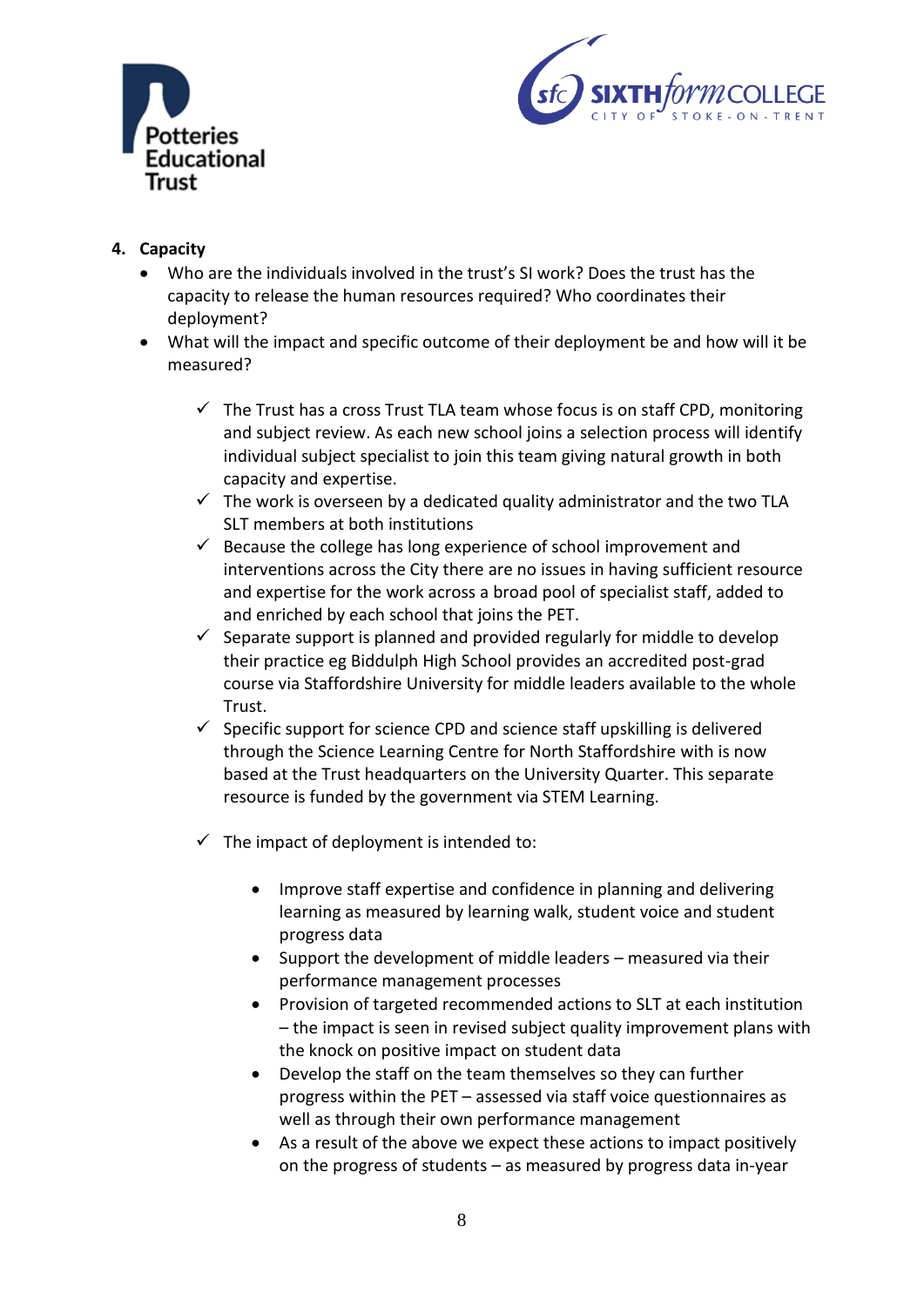## 4. Capacity

- Who are the individuals involved in the trust's SI work? Does the trust has the capacity to release the human resources required? Who coordinates their deployment?
- What will the impact and specific outcome of their deployment be and how will it be measured?

  - ✓ The Trust has a cross Trust TLA team whose focus is on staff CPD, monitoring and subject review. As each new school joins a selection process will identify individual subject specialist to join this team giving natural growth in both capacity and expertise.
  - ✓ The work is overseen by a dedicated quality administrator and the two TLA SLT members at both institutions
  - ✓ Because the college has long experience of school improvement and interventions across the City there are no issues in having sufficient resource and expertise for the work across a broad pool of specialist staff, added to and enriched by each school that joins the PET.
  - ✓ Separate support is planned and provided regularly for middle to develop their practice eg Biddulph High School provides an accredited post-grad course via Staffordshire University for middle leaders available to the whole Trust.
  - ✓ Specific support for science CPD and science staff upskilling is delivered through the Science Learning Centre for North Staffordshire with is now based at the Trust headquarters on the University Quarter. This separate resource is funded by the government via STEM Learning.

  - ✓ The impact of deployment is intended to:

    - Improve staff expertise and confidence in planning and delivering learning as measured by learning walk, student voice and student progress data
    - Support the development of middle leaders – measured via their performance management processes
    - Provision of targeted recommended actions to SLT at each institution – the impact is seen in revised subject quality improvement plans with the knock on positive impact on student data
    - Develop the staff on the team themselves so they can further progress within the PET – assessed via staff voice questionnaires as well as through their own performance management
    - As a result of the above we expect these actions to impact positively on the progress of students – as measured by progress data in-year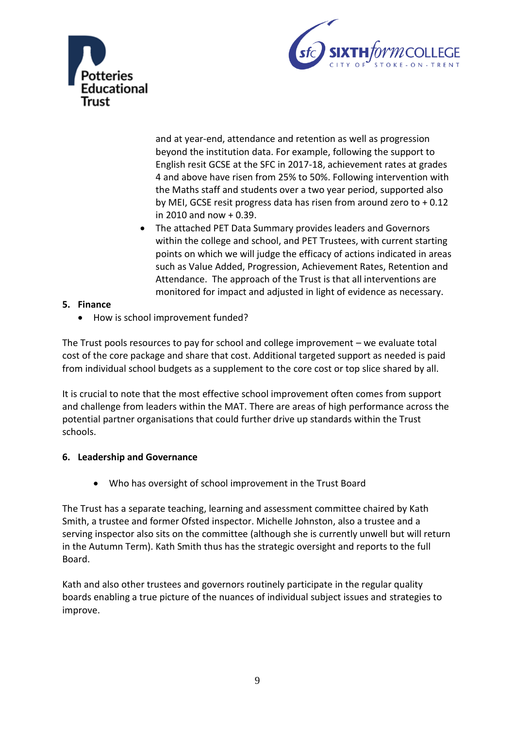and at year-end, attendance and retention as well as progression beyond the institution data. For example, following the support to English resit GCSE at the SFC in 2017-18, achievement rates at grades 4 and above have risen from 25% to 50%. Following intervention with the Maths staff and students over a two year period, supported also by MEI, GCSE resit progress data has risen from around zero to + 0.12 in 2010 and now + 0.39.

- The attached PET Data Summary provides leaders and Governors within the college and school, and PET Trustees, with current starting points on which we will judge the efficacy of actions indicated in areas such as Value Added, Progression, Achievement Rates, Retention and Attendance. The approach of the Trust is that all interventions are monitored for impact and adjusted in light of evidence as necessary.

**5. Finance**

- How is school improvement funded?

The Trust pools resources to pay for school and college improvement – we evaluate total cost of the core package and share that cost. Additional targeted support as needed is paid from individual school budgets as a supplement to the core cost or top slice shared by all.

It is crucial to note that the most effective school improvement often comes from support and challenge from leaders within the MAT. There are areas of high performance across the potential partner organisations that could further drive up standards within the Trust schools.

**6. Leadership and Governance**

- Who has oversight of school improvement in the Trust Board

The Trust has a separate teaching, learning and assessment committee chaired by Kath Smith, a trustee and former Ofsted inspector. Michelle Johnston, also a trustee and a serving inspector also sits on the committee (although she is currently unwell but will return in the Autumn Term). Kath Smith thus has the strategic oversight and reports to the full Board.

Kath and also other trustees and governors routinely participate in the regular quality boards enabling a true picture of the nuances of individual subject issues and strategies to improve.